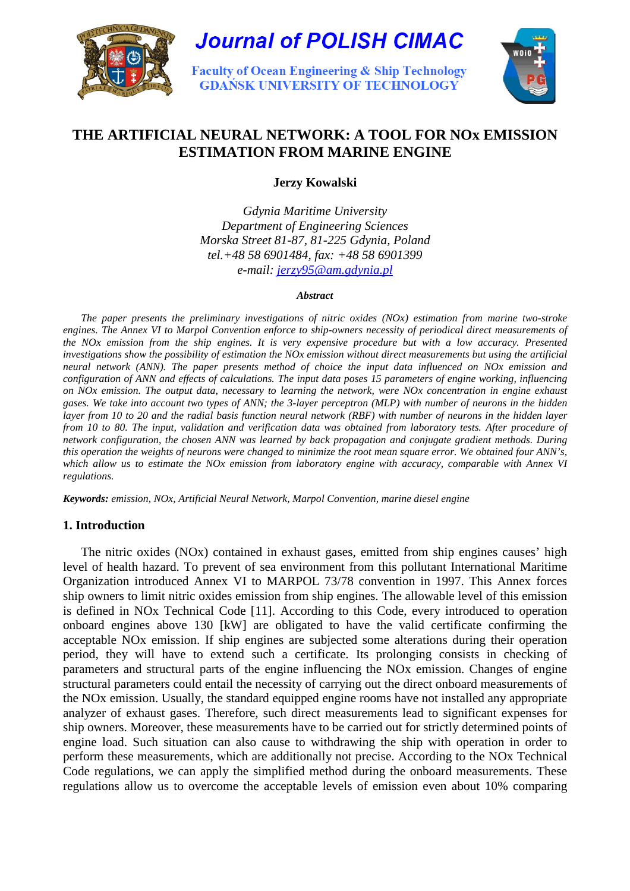# THE ARTIFICIAL NEURAL NETWORK: A TOOL FOR NOx EMISSION ESTIMATION FROM MARINE ENGINE

**Jerzy Kowalski**

*Gdynia Maritime University*
*Department of Engineering Sciences*
*Morska Street 81-87, 81-225 Gdynia, Poland*
*tel.+48 58 6901484, fax: +48 58 6901399*
*e-mail: jerzy95@am.gdynia.pl*

***Abstract***

*The paper presents the preliminary investigations of nitric oxides (NOx) estimation from marine two-stroke engines. The Annex VI to Marpol Convention enforce to ship-owners necessity of periodical direct measurements of the NOx emission from the ship engines. It is very expensive procedure but with a low accuracy. Presented investigations show the possibility of estimation the NOx emission without direct measurements but using the artificial neural network (ANN). The paper presents method of choice the input data influenced on NOx emission and configuration of ANN and effects of calculations. The input data poses 15 parameters of engine working, influencing on NOx emission. The output data, necessary to learning the network, were NOx concentration in engine exhaust gases. We take into account two types of ANN; the 3-layer perceptron (MLP) with number of neurons in the hidden layer from 10 to 20 and the radial basis function neural network (RBF) with number of neurons in the hidden layer from 10 to 80. The input, validation and verification data was obtained from laboratory tests. After procedure of network configuration, the chosen ANN was learned by back propagation and conjugate gradient methods. During this operation the weights of neurons were changed to minimize the root mean square error. We obtained four ANN's, which allow us to estimate the NOx emission from laboratory engine with accuracy, comparable with Annex VI regulations.*

***Keywords:*** *emission, NOx, Artificial Neural Network, Marpol Convention, marine diesel engine*

## 1. Introduction

The nitric oxides (NOx) contained in exhaust gases, emitted from ship engines causes' high level of health hazard. To prevent of sea environment from this pollutant International Maritime Organization introduced Annex VI to MARPOL 73/78 convention in 1997. This Annex forces ship owners to limit nitric oxides emission from ship engines. The allowable level of this emission is defined in NOx Technical Code [11]. According to this Code, every introduced to operation onboard engines above 130 [kW] are obligated to have the valid certificate confirming the acceptable NOx emission. If ship engines are subjected some alterations during their operation period, they will have to extend such a certificate. Its prolonging consists in checking of parameters and structural parts of the engine influencing the NOx emission. Changes of engine structural parameters could entail the necessity of carrying out the direct onboard measurements of the NOx emission. Usually, the standard equipped engine rooms have not installed any appropriate analyzer of exhaust gases. Therefore, such direct measurements lead to significant expenses for ship owners. Moreover, these measurements have to be carried out for strictly determined points of engine load. Such situation can also cause to withdrawing the ship with operation in order to perform these measurements, which are additionally not precise. According to the NOx Technical Code regulations, we can apply the simplified method during the onboard measurements. These regulations allow us to overcome the acceptable levels of emission even about 10% comparing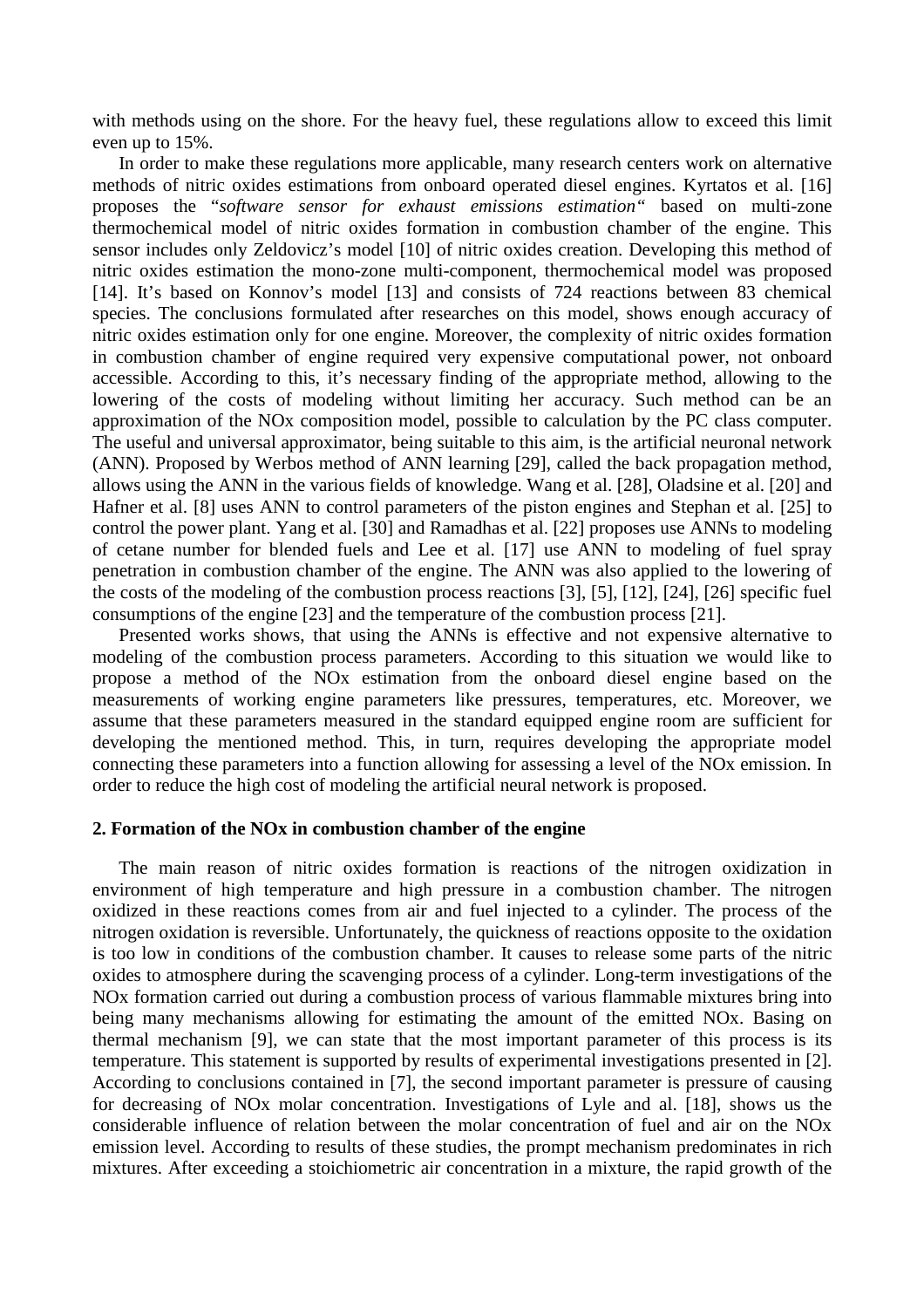with methods using on the shore. For the heavy fuel, these regulations allow to exceed this limit even up to 15%.

In order to make these regulations more applicable, many research centers work on alternative methods of nitric oxides estimations from onboard operated diesel engines. Kyrtatos et al. [16] proposes the "*software sensor for exhaust emissions estimation*" based on multi-zone thermochemical model of nitric oxides formation in combustion chamber of the engine. This sensor includes only Zeldovicz's model [10] of nitric oxides creation. Developing this method of nitric oxides estimation the mono-zone multi-component, thermochemical model was proposed [14]. It's based on Konnov's model [13] and consists of 724 reactions between 83 chemical species. The conclusions formulated after researches on this model, shows enough accuracy of nitric oxides estimation only for one engine. Moreover, the complexity of nitric oxides formation in combustion chamber of engine required very expensive computational power, not onboard accessible. According to this, it's necessary finding of the appropriate method, allowing to the lowering of the costs of modeling without limiting her accuracy. Such method can be an approximation of the NOx composition model, possible to calculation by the PC class computer. The useful and universal approximator, being suitable to this aim, is the artificial neuronal network (ANN). Proposed by Werbos method of ANN learning [29], called the back propagation method, allows using the ANN in the various fields of knowledge. Wang et al. [28], Oladsine et al. [20] and Hafner et al. [8] uses ANN to control parameters of the piston engines and Stephan et al. [25] to control the power plant. Yang et al. [30] and Ramadhas et al. [22] proposes use ANNs to modeling of cetane number for blended fuels and Lee et al. [17] use ANN to modeling of fuel spray penetration in combustion chamber of the engine. The ANN was also applied to the lowering of the costs of the modeling of the combustion process reactions [3], [5], [12], [24], [26] specific fuel consumptions of the engine [23] and the temperature of the combustion process [21].

Presented works shows, that using the ANNs is effective and not expensive alternative to modeling of the combustion process parameters. According to this situation we would like to propose a method of the NOx estimation from the onboard diesel engine based on the measurements of working engine parameters like pressures, temperatures, etc. Moreover, we assume that these parameters measured in the standard equipped engine room are sufficient for developing the mentioned method. This, in turn, requires developing the appropriate model connecting these parameters into a function allowing for assessing a level of the NOx emission. In order to reduce the high cost of modeling the artificial neural network is proposed.

## 2. Formation of the NOx in combustion chamber of the engine

The main reason of nitric oxides formation is reactions of the nitrogen oxidization in environment of high temperature and high pressure in a combustion chamber. The nitrogen oxidized in these reactions comes from air and fuel injected to a cylinder. The process of the nitrogen oxidation is reversible. Unfortunately, the quickness of reactions opposite to the oxidation is too low in conditions of the combustion chamber. It causes to release some parts of the nitric oxides to atmosphere during the scavenging process of a cylinder. Long-term investigations of the NOx formation carried out during a combustion process of various flammable mixtures bring into being many mechanisms allowing for estimating the amount of the emitted NOx. Basing on thermal mechanism [9], we can state that the most important parameter of this process is its temperature. This statement is supported by results of experimental investigations presented in [2]. According to conclusions contained in [7], the second important parameter is pressure of causing for decreasing of NOx molar concentration. Investigations of Lyle and al. [18], shows us the considerable influence of relation between the molar concentration of fuel and air on the NOx emission level. According to results of these studies, the prompt mechanism predominates in rich mixtures. After exceeding a stoichiometric air concentration in a mixture, the rapid growth of the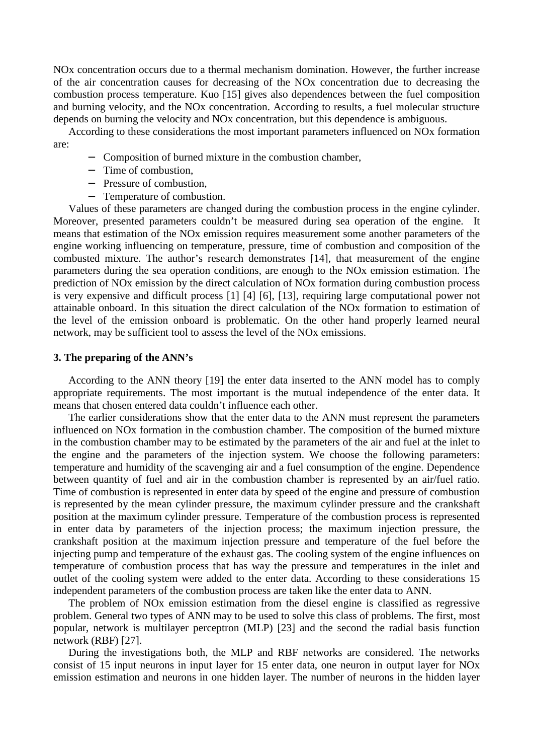NOx concentration occurs due to a thermal mechanism domination. However, the further increase of the air concentration causes for decreasing of the NOx concentration due to decreasing the combustion process temperature. Kuo [15] gives also dependences between the fuel composition and burning velocity, and the NOx concentration. According to results, a fuel molecular structure depends on burning the velocity and NOx concentration, but this dependence is ambiguous.

According to these considerations the most important parameters influenced on NOx formation are:

- Composition of burned mixture in the combustion chamber,
- Time of combustion,
- Pressure of combustion,
- Temperature of combustion.

Values of these parameters are changed during the combustion process in the engine cylinder. Moreover, presented parameters couldn't be measured during sea operation of the engine. It means that estimation of the NOx emission requires measurement some another parameters of the engine working influencing on temperature, pressure, time of combustion and composition of the combusted mixture. The author's research demonstrates [14], that measurement of the engine parameters during the sea operation conditions, are enough to the NOx emission estimation. The prediction of NOx emission by the direct calculation of NOx formation during combustion process is very expensive and difficult process [1] [4] [6], [13], requiring large computational power not attainable onboard. In this situation the direct calculation of the NOx formation to estimation of the level of the emission onboard is problematic. On the other hand properly learned neural network, may be sufficient tool to assess the level of the NOx emissions.

## 3. The preparing of the ANN's

According to the ANN theory [19] the enter data inserted to the ANN model has to comply appropriate requirements. The most important is the mutual independence of the enter data. It means that chosen entered data couldn't influence each other.

The earlier considerations show that the enter data to the ANN must represent the parameters influenced on NOx formation in the combustion chamber. The composition of the burned mixture in the combustion chamber may to be estimated by the parameters of the air and fuel at the inlet to the engine and the parameters of the injection system. We choose the following parameters: temperature and humidity of the scavenging air and a fuel consumption of the engine. Dependence between quantity of fuel and air in the combustion chamber is represented by an air/fuel ratio. Time of combustion is represented in enter data by speed of the engine and pressure of combustion is represented by the mean cylinder pressure, the maximum cylinder pressure and the crankshaft position at the maximum cylinder pressure. Temperature of the combustion process is represented in enter data by parameters of the injection process; the maximum injection pressure, the crankshaft position at the maximum injection pressure and temperature of the fuel before the injecting pump and temperature of the exhaust gas. The cooling system of the engine influences on temperature of combustion process that has way the pressure and temperatures in the inlet and outlet of the cooling system were added to the enter data. According to these considerations 15 independent parameters of the combustion process are taken like the enter data to ANN.

The problem of NOx emission estimation from the diesel engine is classified as regressive problem. General two types of ANN may to be used to solve this class of problems. The first, most popular, network is multilayer perceptron (MLP) [23] and the second the radial basis function network (RBF) [27].

During the investigations both, the MLP and RBF networks are considered. The networks consist of 15 input neurons in input layer for 15 enter data, one neuron in output layer for NOx emission estimation and neurons in one hidden layer. The number of neurons in the hidden layer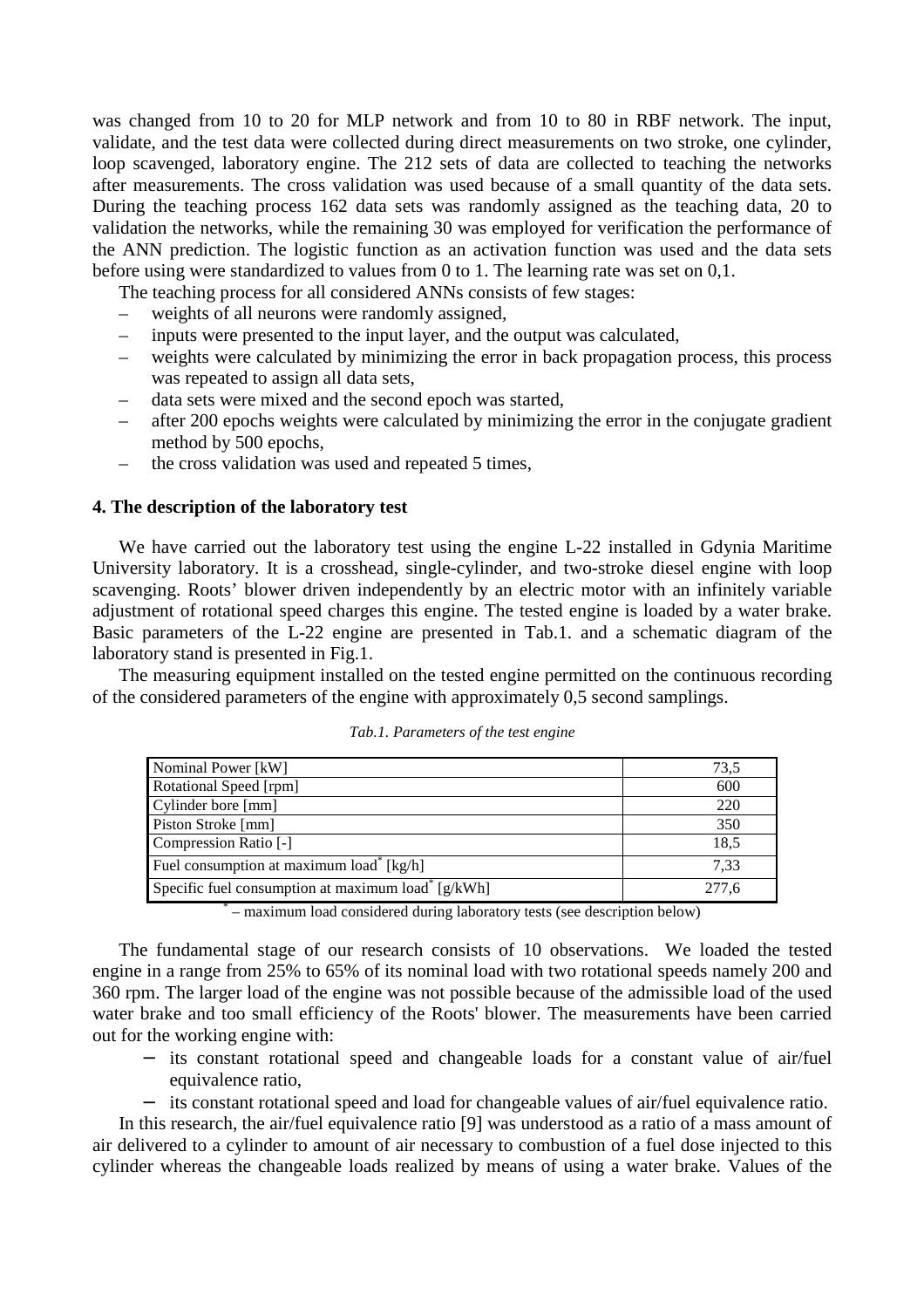was changed from 10 to 20 for MLP network and from 10 to 80 in RBF network. The input, validate, and the test data were collected during direct measurements on two stroke, one cylinder, loop scavenged, laboratory engine. The 212 sets of data are collected to teaching the networks after measurements. The cross validation was used because of a small quantity of the data sets. During the teaching process 162 data sets was randomly assigned as the teaching data, 20 to validation the networks, while the remaining 30 was employed for verification the performance of the ANN prediction. The logistic function as an activation function was used and the data sets before using were standardized to values from 0 to 1. The learning rate was set on 0,1.

The teaching process for all considered ANNs consists of few stages:

- weights of all neurons were randomly assigned,
- inputs were presented to the input layer, and the output was calculated,
- weights were calculated by minimizing the error in back propagation process, this process was repeated to assign all data sets,
- data sets were mixed and the second epoch was started,
- after 200 epochs weights were calculated by minimizing the error in the conjugate gradient method by 500 epochs,
- the cross validation was used and repeated 5 times,

## 4. The description of the laboratory test

We have carried out the laboratory test using the engine L-22 installed in Gdynia Maritime University laboratory. It is a crosshead, single-cylinder, and two-stroke diesel engine with loop scavenging. Roots' blower driven independently by an electric motor with an infinitely variable adjustment of rotational speed charges this engine. The tested engine is loaded by a water brake. Basic parameters of the L-22 engine are presented in Tab.1. and a schematic diagram of the laboratory stand is presented in Fig.1.

The measuring equipment installed on the tested engine permitted on the continuous recording of the considered parameters of the engine with approximately 0,5 second samplings.

*Tab.1. Parameters of the test engine*

| | |
|---|---|
| Nominal Power [kW] | 73,5 |
| Rotational Speed [rpm] | 600 |
| Cylinder bore [mm] | 220 |
| Piston Stroke [mm] | 350 |
| Compression Ratio [-] | 18,5 |
| Fuel consumption at maximum load* [kg/h] | 7,33 |
| Specific fuel consumption at maximum load* [g/kWh] | 277,6 |

* – maximum load considered during laboratory tests (see description below)

The fundamental stage of our research consists of 10 observations. We loaded the tested engine in a range from 25% to 65% of its nominal load with two rotational speeds namely 200 and 360 rpm. The larger load of the engine was not possible because of the admissible load of the used water brake and too small efficiency of the Roots' blower. The measurements have been carried out for the working engine with:

- its constant rotational speed and changeable loads for a constant value of air/fuel equivalence ratio,
- its constant rotational speed and load for changeable values of air/fuel equivalence ratio.

In this research, the air/fuel equivalence ratio [9] was understood as a ratio of a mass amount of air delivered to a cylinder to amount of air necessary to combustion of a fuel dose injected to this cylinder whereas the changeable loads realized by means of using a water brake. Values of the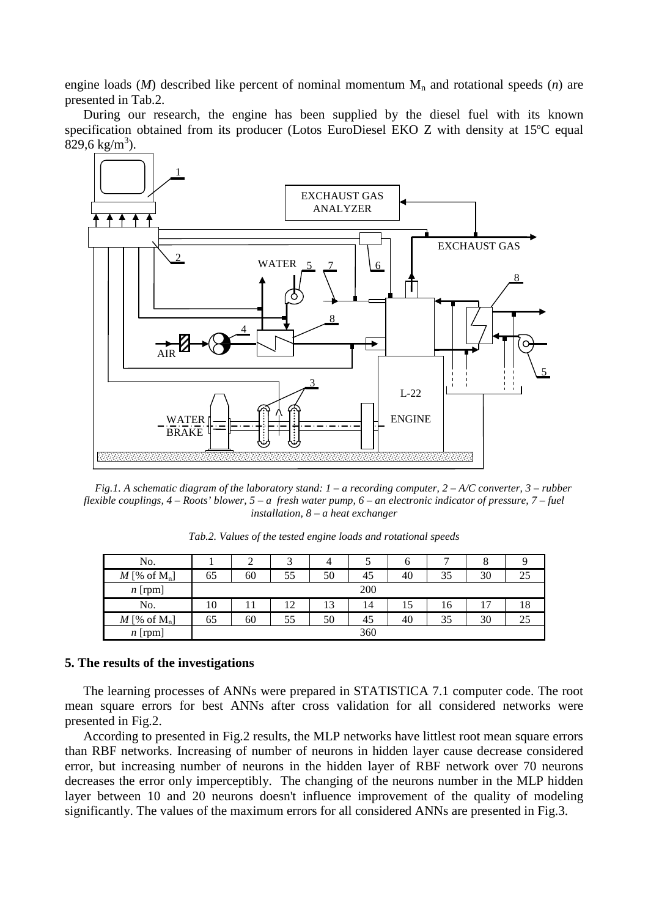engine loads (*M*) described like percent of nominal momentum $M_n$ and rotational speeds (*n*) are presented in Tab.2.

During our research, the engine has been supplied by the diesel fuel with its known specification obtained from its producer (Lotos EuroDiesel EKO Z with density at 15ºC equal 829,6 kg/m$^3$).

1

EXHAUST GAS
ANALYZER

EXHAUST GAS

2

WATER 5 7

6

8

8

4

AIR

5

3

L-22

ENGINE

WATER
BRAKE

*Fig.1. A schematic diagram of the laboratory stand: 1 – a recording computer, 2 – A/C converter, 3 – rubber flexible couplings, 4 – Roots' blower, 5 – a fresh water pump, 6 – an electronic indicator of pressure, 7 – fuel installation, 8 – a heat exchanger*

*Tab.2. Values of the tested engine loads and rotational speeds*

| No. | 1 | 2 | 3 | 4 | 5 | 6 | 7 | 8 | 9 |
|---|---|---|---|---|---|---|---|---|---|
| *M* [% of $M_n$] | 65 | 60 | 55 | 50 | 45 | 40 | 35 | 30 | 25 |
| *n* [rpm] | 200 | | | | | | | | |
| No. | 10 | 11 | 12 | 13 | 14 | 15 | 16 | 17 | 18 |
| *M* [% of $M_n$] | 65 | 60 | 55 | 50 | 45 | 40 | 35 | 30 | 25 |
| *n* [rpm] | 360 | | | | | | | | |

## 5. The results of the investigations

The learning processes of ANNs were prepared in STATISTICA 7.1 computer code. The root mean square errors for best ANNs after cross validation for all considered networks were presented in Fig.2.

According to presented in Fig.2 results, the MLP networks have littlest root mean square errors than RBF networks. Increasing of number of neurons in hidden layer cause decrease considered error, but increasing number of neurons in the hidden layer of RBF network over 70 neurons decreases the error only imperceptibly. The changing of the neurons number in the MLP hidden layer between 10 and 20 neurons doesn't influence improvement of the quality of modeling significantly. The values of the maximum errors for all considered ANNs are presented in Fig.3.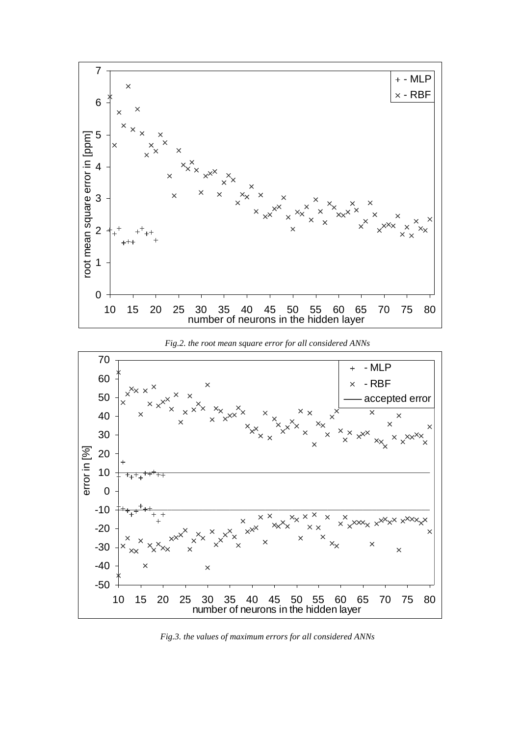Fig.2. the root mean square error for all considered ANNs

Fig.3. the values of maximum errors for all considered ANNs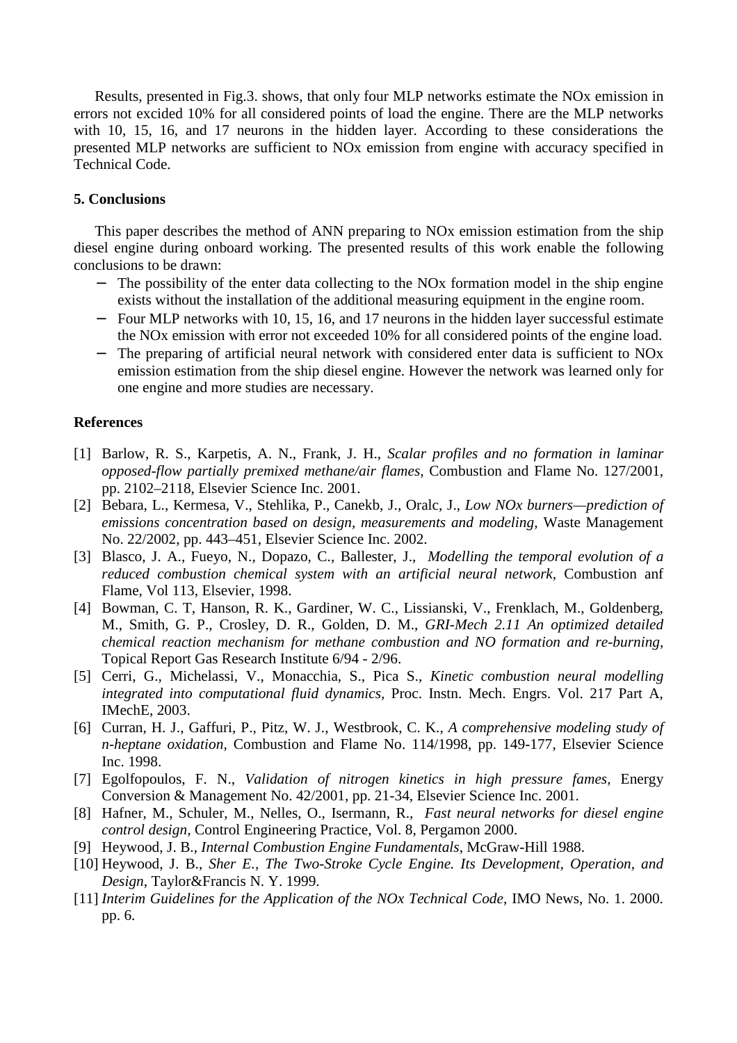Results, presented in Fig.3. shows, that only four MLP networks estimate the NOx emission in errors not excided 10% for all considered points of load the engine. There are the MLP networks with 10, 15, 16, and 17 neurons in the hidden layer. According to these considerations the presented MLP networks are sufficient to NOx emission from engine with accuracy specified in Technical Code.

### 5. Conclusions

This paper describes the method of ANN preparing to NOx emission estimation from the ship diesel engine during onboard working. The presented results of this work enable the following conclusions to be drawn:

- The possibility of the enter data collecting to the NOx formation model in the ship engine exists without the installation of the additional measuring equipment in the engine room.
- Four MLP networks with 10, 15, 16, and 17 neurons in the hidden layer successful estimate the NOx emission with error not exceeded 10% for all considered points of the engine load.
- The preparing of artificial neural network with considered enter data is sufficient to NOx emission estimation from the ship diesel engine. However the network was learned only for one engine and more studies are necessary.

### References

[1] Barlow, R. S., Karpetis, A. N., Frank, J. H., *Scalar profiles and no formation in laminar opposed-flow partially premixed methane/air flames*, Combustion and Flame No. 127/2001, pp. 2102–2118, Elsevier Science Inc. 2001.

[2] Bebara, L., Kermesa, V., Stehlika, P., Canekb, J., Oralc, J., *Low NOx burners—prediction of emissions concentration based on design, measurements and modeling*, Waste Management No. 22/2002, pp. 443–451, Elsevier Science Inc. 2002.

[3] Blasco, J. A., Fueyo, N., Dopazo, C., Ballester, J., *Modelling the temporal evolution of a reduced combustion chemical system with an artificial neural network*, Combustion anf Flame, Vol 113, Elsevier, 1998.

[4] Bowman, C. T, Hanson, R. K., Gardiner, W. C., Lissianski, V., Frenklach, M., Goldenberg, M., Smith, G. P., Crosley, D. R., Golden, D. M., *GRI-Mech 2.11 An optimized detailed chemical reaction mechanism for methane combustion and NO formation and re-burning*, Topical Report Gas Research Institute 6/94 - 2/96.

[5] Cerri, G., Michelassi, V., Monacchia, S., Pica S., *Kinetic combustion neural modelling integrated into computational fluid dynamics*, Proc. Instn. Mech. Engrs. Vol. 217 Part A, IMechE, 2003.

[6] Curran, H. J., Gaffuri, P., Pitz, W. J., Westbrook, C. K., *A comprehensive modeling study of n-heptane oxidation*, Combustion and Flame No. 114/1998, pp. 149-177, Elsevier Science Inc. 1998.

[7] Egolfopoulos, F. N., *Validation of nitrogen kinetics in high pressure fames*, Energy Conversion & Management No. 42/2001, pp. 21-34, Elsevier Science Inc. 2001.

[8] Hafner, M., Schuler, M., Nelles, O., Isermann, R., *Fast neural networks for diesel engine control design*, Control Engineering Practice, Vol. 8, Pergamon 2000.

[9] Heywood, J. B., *Internal Combustion Engine Fundamentals*, McGraw-Hill 1988.

[10] Heywood, J. B., *Sher E., The Two-Stroke Cycle Engine. Its Development, Operation, and Design*, Taylor&Francis N. Y. 1999.

[11] *Interim Guidelines for the Application of the NOx Technical Code*, IMO News, No. 1. 2000. pp. 6.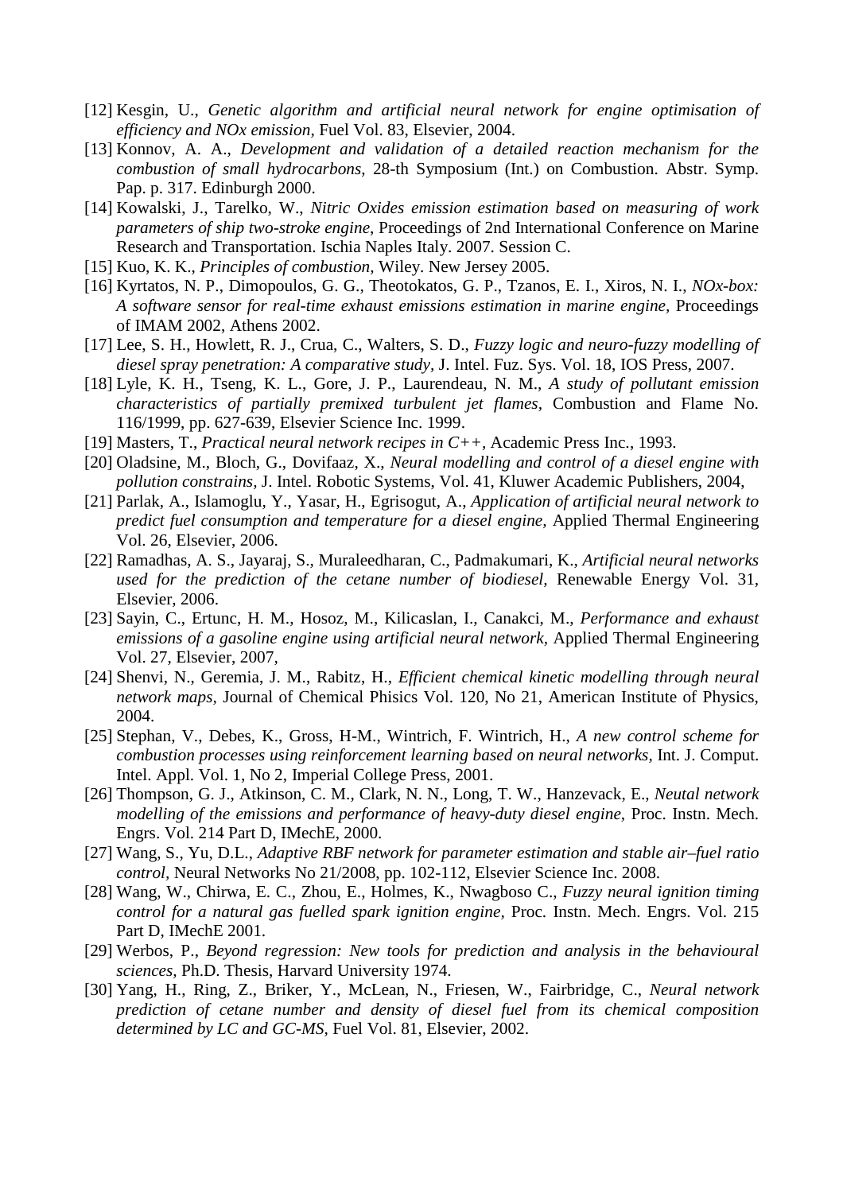[12] Kesgin, U., *Genetic algorithm and artificial neural network for engine optimisation of efficiency and NOx emission*, Fuel Vol. 83, Elsevier, 2004.

[13] Konnov, A. A., *Development and validation of a detailed reaction mechanism for the combustion of small hydrocarbons*, 28-th Symposium (Int.) on Combustion. Abstr. Symp. Pap. p. 317. Edinburgh 2000.

[14] Kowalski, J., Tarelko, W., *Nitric Oxides emission estimation based on measuring of work parameters of ship two-stroke engine*, Proceedings of 2nd International Conference on Marine Research and Transportation. Ischia Naples Italy. 2007. Session C.

[15] Kuo, K. K., *Principles of combustion*, Wiley. New Jersey 2005.

[16] Kyrtatos, N. P., Dimopoulos, G. G., Theotokatos, G. P., Tzanos, E. I., Xiros, N. I., *NOx-box: A software sensor for real-time exhaust emissions estimation in marine engine*, Proceedings of IMAM 2002, Athens 2002.

[17] Lee, S. H., Howlett, R. J., Crua, C., Walters, S. D., *Fuzzy logic and neuro-fuzzy modelling of diesel spray penetration: A comparative study*, J. Intel. Fuz. Sys. Vol. 18, IOS Press, 2007.

[18] Lyle, K. H., Tseng, K. L., Gore, J. P., Laurendeau, N. M., *A study of pollutant emission characteristics of partially premixed turbulent jet flames*, Combustion and Flame No. 116/1999, pp. 627-639, Elsevier Science Inc. 1999.

[19] Masters, T., *Practical neural network recipes in C++*, Academic Press Inc., 1993.

[20] Oladsine, M., Bloch, G., Dovifaaz, X., *Neural modelling and control of a diesel engine with pollution constrains*, J. Intel. Robotic Systems, Vol. 41, Kluwer Academic Publishers, 2004,

[21] Parlak, A., Islamoglu, Y., Yasar, H., Egrisogut, A., *Application of artificial neural network to predict fuel consumption and temperature for a diesel engine*, Applied Thermal Engineering Vol. 26, Elsevier, 2006.

[22] Ramadhas, A. S., Jayaraj, S., Muraleedharan, C., Padmakumari, K., *Artificial neural networks used for the prediction of the cetane number of biodiesel*, Renewable Energy Vol. 31, Elsevier, 2006.

[23] Sayin, C., Ertunc, H. M., Hosoz, M., Kilicaslan, I., Canakci, M., *Performance and exhaust emissions of a gasoline engine using artificial neural network*, Applied Thermal Engineering Vol. 27, Elsevier, 2007,

[24] Shenvi, N., Geremia, J. M., Rabitz, H., *Efficient chemical kinetic modelling through neural network maps*, Journal of Chemical Phisics Vol. 120, No 21, American Institute of Physics, 2004.

[25] Stephan, V., Debes, K., Gross, H-M., Wintrich, F. Wintrich, H., *A new control scheme for combustion processes using reinforcement learning based on neural networks*, Int. J. Comput. Intel. Appl. Vol. 1, No 2, Imperial College Press, 2001.

[26] Thompson, G. J., Atkinson, C. M., Clark, N. N., Long, T. W., Hanzevack, E., *Neutal network modelling of the emissions and performance of heavy-duty diesel engine*, Proc. Instn. Mech. Engrs. Vol. 214 Part D, IMechE, 2000.

[27] Wang, S., Yu, D.L., *Adaptive RBF network for parameter estimation and stable air–fuel ratio control*, Neural Networks No 21/2008, pp. 102-112, Elsevier Science Inc. 2008.

[28] Wang, W., Chirwa, E. C., Zhou, E., Holmes, K., Nwagboso C., *Fuzzy neural ignition timing control for a natural gas fuelled spark ignition engine*, Proc. Instn. Mech. Engrs. Vol. 215 Part D, IMechE 2001.

[29] Werbos, P., *Beyond regression: New tools for prediction and analysis in the behavioural sciences*, Ph.D. Thesis, Harvard University 1974.

[30] Yang, H., Ring, Z., Briker, Y., McLean, N., Friesen, W., Fairbridge, C., *Neural network prediction of cetane number and density of diesel fuel from its chemical composition determined by LC and GC-MS*, Fuel Vol. 81, Elsevier, 2002.